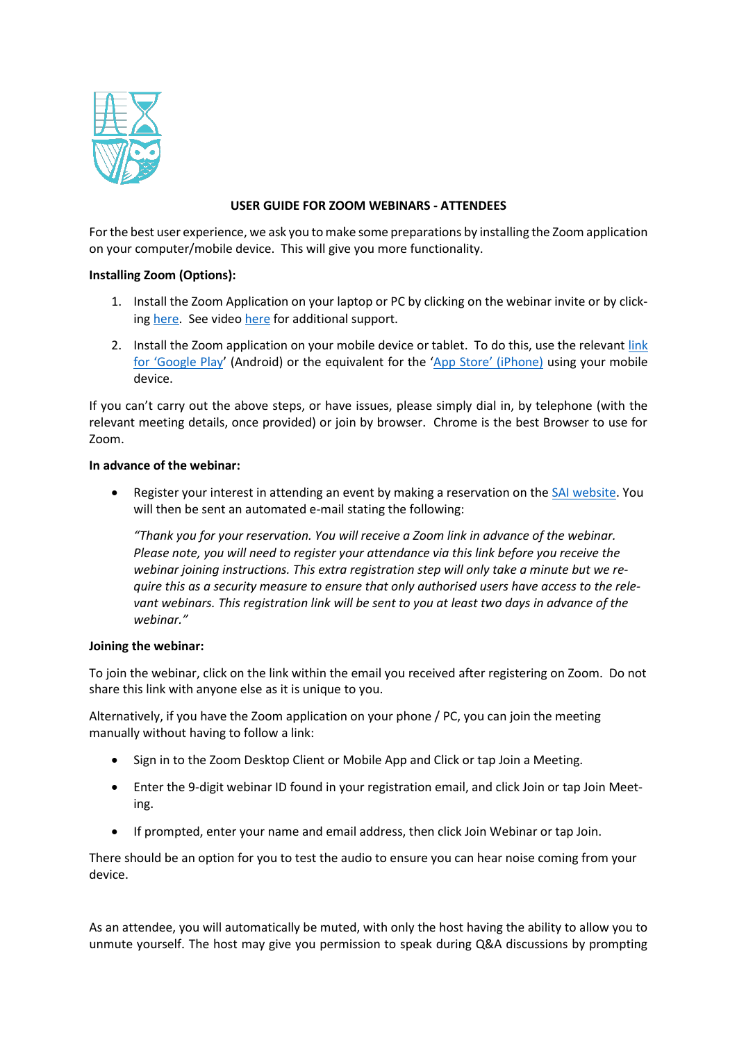## USER GUIDE FOR ZOOM WEBINARS - ATTENDEES

For the best user experience, we ask you to make some preparations by installing the Zoom application on your computer/mobile device. This will give you more functionality.

**Installing Zoom (Options):**

1. Install the Zoom Application on your laptop or PC by clicking on the webinar invite or by clicking here. See video here for additional support.
2. Install the Zoom application on your mobile device or tablet. To do this, use the relevant link for 'Google Play' (Android) or the equivalent for the 'App Store' (iPhone) using your mobile device.

If you can't carry out the above steps, or have issues, please simply dial in, by telephone (with the relevant meeting details, once provided) or join by browser. Chrome is the best Browser to use for Zoom.

**In advance of the webinar:**

- Register your interest in attending an event by making a reservation on the SAI website. You will then be sent an automated e-mail stating the following:

  *"Thank you for your reservation. You will receive a Zoom link in advance of the webinar. Please note, you will need to register your attendance via this link before you receive the webinar joining instructions. This extra registration step will only take a minute but we require this as a security measure to ensure that only authorised users have access to the relevant webinars. This registration link will be sent to you at least two days in advance of the webinar."*

**Joining the webinar:**

To join the webinar, click on the link within the email you received after registering on Zoom. Do not share this link with anyone else as it is unique to you.

Alternatively, if you have the Zoom application on your phone / PC, you can join the meeting manually without having to follow a link:

- Sign in to the Zoom Desktop Client or Mobile App and Click or tap Join a Meeting.
- Enter the 9-digit webinar ID found in your registration email, and click Join or tap Join Meeting.
- If prompted, enter your name and email address, then click Join Webinar or tap Join.

There should be an option for you to test the audio to ensure you can hear noise coming from your device.

As an attendee, you will automatically be muted, with only the host having the ability to allow you to unmute yourself. The host may give you permission to speak during Q&A discussions by prompting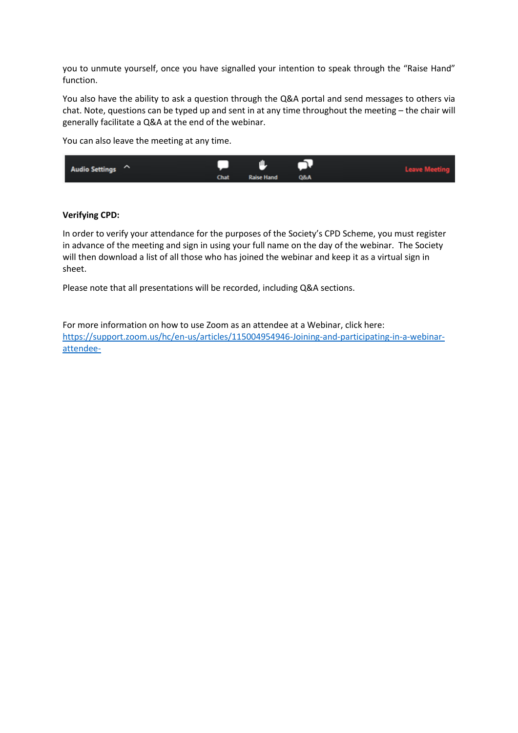you to unmute yourself, once you have signalled your intention to speak through the "Raise Hand" function.

You also have the ability to ask a question through the Q&A portal and send messages to others via chat. Note, questions can be typed up and sent in at any time throughout the meeting – the chair will generally facilitate a Q&A at the end of the webinar.

You can also leave the meeting at any time.

Audio Settings ^ Chat Raise Hand Q&A Leave Meeting

**Verifying CPD:**

In order to verify your attendance for the purposes of the Society's CPD Scheme, you must register in advance of the meeting and sign in using your full name on the day of the webinar. The Society will then download a list of all those who has joined the webinar and keep it as a virtual sign in sheet.

Please note that all presentations will be recorded, including Q&A sections.

For more information on how to use Zoom as an attendee at a Webinar, click here: [https://support.zoom.us/hc/en-us/articles/115004954946-Joining-and-participating-in-a-webinar-attendee-](https://support.zoom.us/hc/en-us/articles/115004954946-Joining-and-participating-in-a-webinar-attendee-)